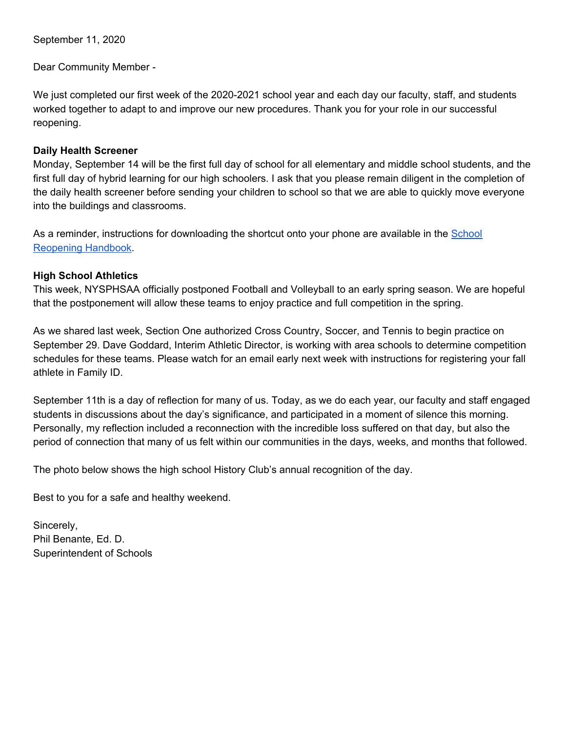September 11, 2020

Dear Community Member -

We just completed our first week of the 2020-2021 school year and each day our faculty, staff, and students worked together to adapt to and improve our new procedures. Thank you for your role in our successful reopening.

**Daily Health Screener**

Monday, September 14 will be the first full day of school for all elementary and middle school students, and the first full day of hybrid learning for our high schoolers. I ask that you please remain diligent in the completion of the daily health screener before sending your children to school so that we are able to quickly move everyone into the buildings and classrooms.

As a reminder, instructions for downloading the shortcut onto your phone are available in the [School Reopening Handbook].

**High School Athletics**

This week, NYSPHSAA officially postponed Football and Volleyball to an early spring season. We are hopeful that the postponement will allow these teams to enjoy practice and full competition in the spring.

As we shared last week, Section One authorized Cross Country, Soccer, and Tennis to begin practice on September 29. Dave Goddard, Interim Athletic Director, is working with area schools to determine competition schedules for these teams. Please watch for an email early next week with instructions for registering your fall athlete in Family ID.

September 11th is a day of reflection for many of us. Today, as we do each year, our faculty and staff engaged students in discussions about the day's significance, and participated in a moment of silence this morning. Personally, my reflection included a reconnection with the incredible loss suffered on that day, but also the period of connection that many of us felt within our communities in the days, weeks, and months that followed.

The photo below shows the high school History Club's annual recognition of the day.

Best to you for a safe and healthy weekend.

Sincerely,
Phil Benante, Ed. D.
Superintendent of Schools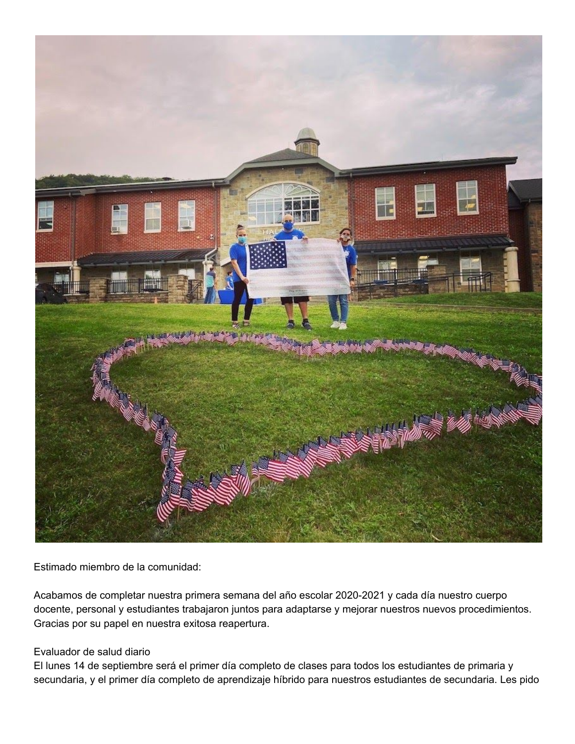Estimado miembro de la comunidad:

Acabamos de completar nuestra primera semana del año escolar 2020-2021 y cada día nuestro cuerpo docente, personal y estudiantes trabajaron juntos para adaptarse y mejorar nuestros nuevos procedimientos. Gracias por su papel en nuestra exitosa reapertura.

Evaluador de salud diario

El lunes 14 de septiembre será el primer día completo de clases para todos los estudiantes de primaria y secundaria, y el primer día completo de aprendizaje híbrido para nuestros estudiantes de secundaria. Les pido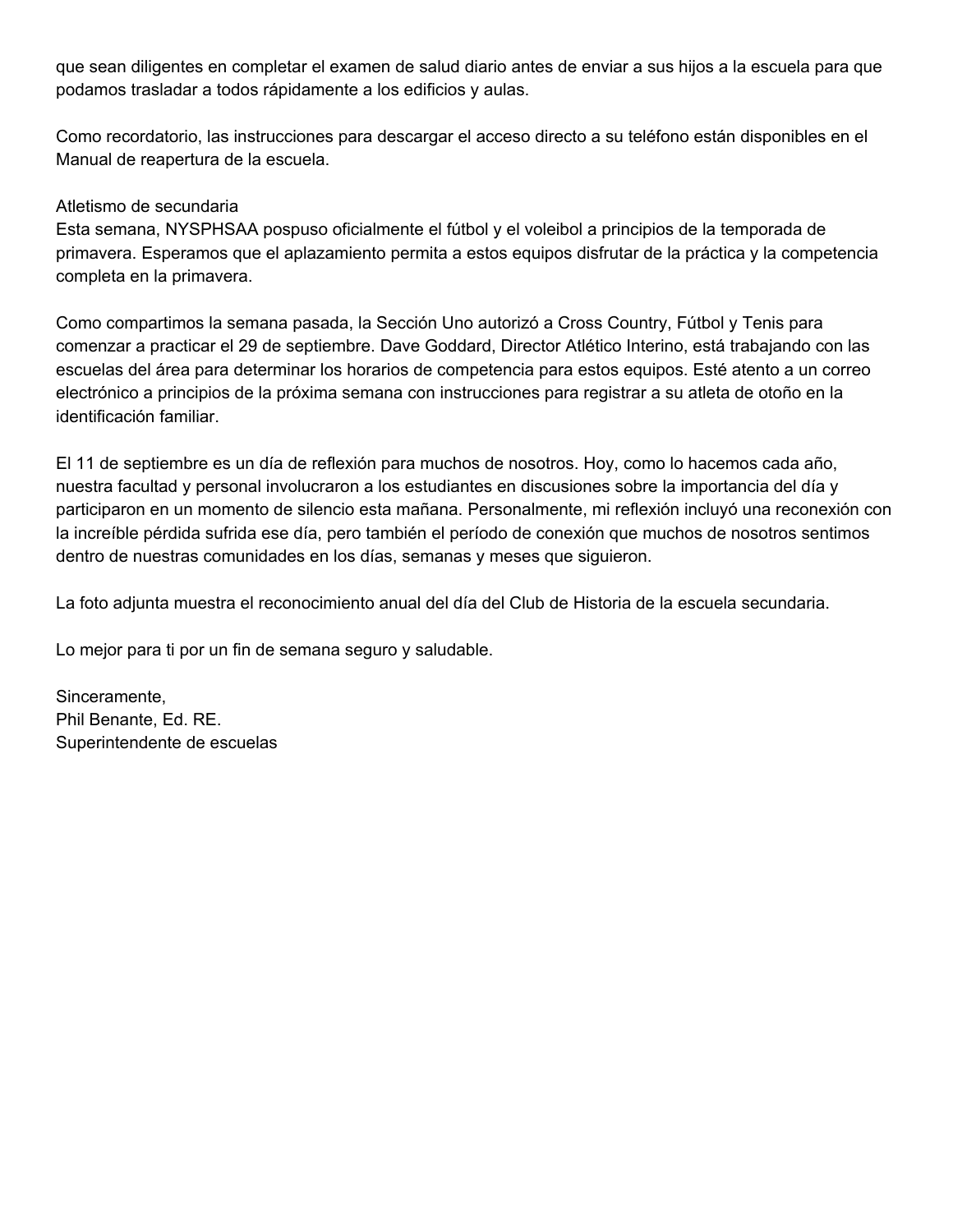que sean diligentes en completar el examen de salud diario antes de enviar a sus hijos a la escuela para que podamos trasladar a todos rápidamente a los edificios y aulas.

Como recordatorio, las instrucciones para descargar el acceso directo a su teléfono están disponibles en el Manual de reapertura de la escuela.

Atletismo de secundaria
Esta semana, NYSPHSAA pospuso oficialmente el fútbol y el voleibol a principios de la temporada de primavera. Esperamos que el aplazamiento permita a estos equipos disfrutar de la práctica y la competencia completa en la primavera.

Como compartimos la semana pasada, la Sección Uno autorizó a Cross Country, Fútbol y Tenis para comenzar a practicar el 29 de septiembre. Dave Goddard, Director Atlético Interino, está trabajando con las escuelas del área para determinar los horarios de competencia para estos equipos. Esté atento a un correo electrónico a principios de la próxima semana con instrucciones para registrar a su atleta de otoño en la identificación familiar.

El 11 de septiembre es un día de reflexión para muchos de nosotros. Hoy, como lo hacemos cada año, nuestra facultad y personal involucraron a los estudiantes en discusiones sobre la importancia del día y participaron en un momento de silencio esta mañana. Personalmente, mi reflexión incluyó una reconexión con la increíble pérdida sufrida ese día, pero también el período de conexión que muchos de nosotros sentimos dentro de nuestras comunidades en los días, semanas y meses que siguieron.

La foto adjunta muestra el reconocimiento anual del día del Club de Historia de la escuela secundaria.

Lo mejor para ti por un fin de semana seguro y saludable.

Sinceramente,
Phil Benante, Ed. RE.
Superintendente de escuelas